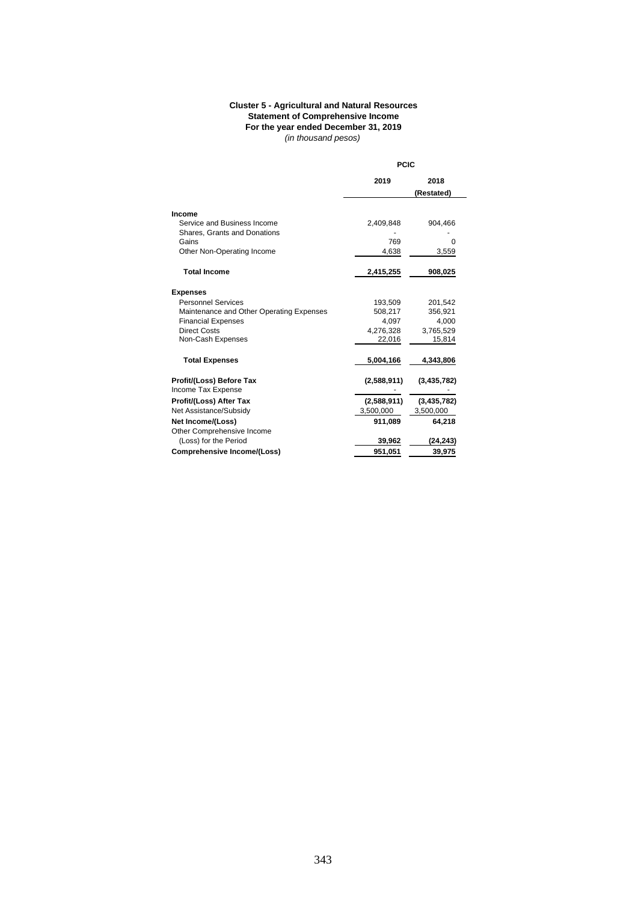**Cluster 5 - Agricultural and Natural Resources**
**Statement of Comprehensive Income**
**For the year ended December 31, 2019**
*(in thousand pesos)*

| | PCIC | |
|---|---|---|
| | **2019** | **2018 (Restated)** |
| **Income** | | |
| Service and Business Income | 2,409,848 | 904,466 |
| Shares, Grants and Donations | - | - |
| Gains | 769 | 0 |
| Other Non-Operating Income | 4,638 | 3,559 |
| **Total Income** | **2,415,255** | **908,025** |
| **Expenses** | | |
| Personnel Services | 193,509 | 201,542 |
| Maintenance and Other Operating Expenses | 508,217 | 356,921 |
| Financial Expenses | 4,097 | 4,000 |
| Direct Costs | 4,276,328 | 3,765,529 |
| Non-Cash Expenses | 22,016 | 15,814 |
| **Total Expenses** | **5,004,166** | **4,343,806** |
| **Profit/(Loss) Before Tax** | **(2,588,911)** | **(3,435,782)** |
| Income Tax Expense | - | - |
| **Profit/(Loss) After Tax** | **(2,588,911)** | **(3,435,782)** |
| Net Assistance/Subsidy | 3,500,000 | 3,500,000 |
| **Net Income/(Loss)** | **911,089** | **64,218** |
| Other Comprehensive Income (Loss) for the Period | **39,962** | **(24,243)** |
| **Comprehensive Income/(Loss)** | **951,051** | **39,975** |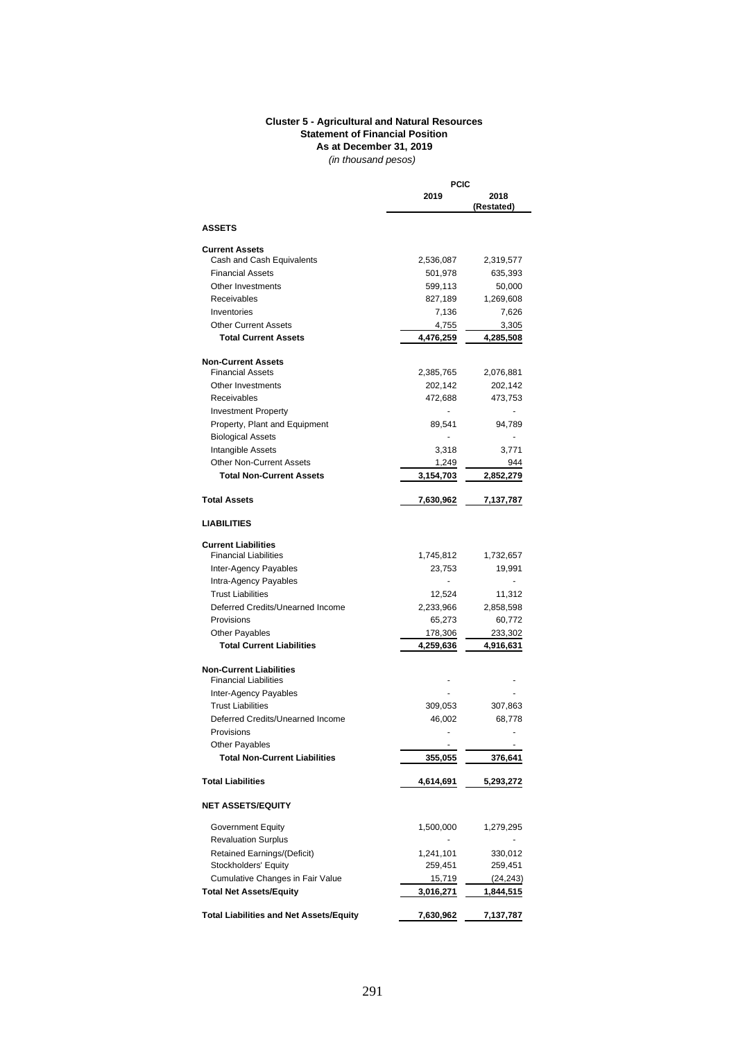**Cluster 5 - Agricultural and Natural Resources**
**Statement of Financial Position**
**As at December 31, 2019**
*(in thousand pesos)*

| | PCIC | |
|---|---|---|
| | **2019** | **2018 (Restated)** |
| **ASSETS** | | |
| **Current Assets** | | |
| Cash and Cash Equivalents | 2,536,087 | 2,319,577 |
| Financial Assets | 501,978 | 635,393 |
| Other Investments | 599,113 | 50,000 |
| Receivables | 827,189 | 1,269,608 |
| Inventories | 7,136 | 7,626 |
| Other Current Assets | 4,755 | 3,305 |
| **Total Current Assets** | **4,476,259** | **4,285,508** |
| **Non-Current Assets** | | |
| Financial Assets | 2,385,765 | 2,076,881 |
| Other Investments | 202,142 | 202,142 |
| Receivables | 472,688 | 473,753 |
| Investment Property | - | - |
| Property, Plant and Equipment | 89,541 | 94,789 |
| Biological Assets | - | - |
| Intangible Assets | 3,318 | 3,771 |
| Other Non-Current Assets | 1,249 | 944 |
| **Total Non-Current Assets** | **3,154,703** | **2,852,279** |
| **Total Assets** | **7,630,962** | **7,137,787** |
| **LIABILITIES** | | |
| **Current Liabilities** | | |
| Financial Liabilities | 1,745,812 | 1,732,657 |
| Inter-Agency Payables | 23,753 | 19,991 |
| Intra-Agency Payables | - | - |
| Trust Liabilities | 12,524 | 11,312 |
| Deferred Credits/Unearned Income | 2,233,966 | 2,858,598 |
| Provisions | 65,273 | 60,772 |
| Other Payables | 178,306 | 233,302 |
| **Total Current Liabilities** | **4,259,636** | **4,916,631** |
| **Non-Current Liabilities** | | |
| Financial Liabilities | - | - |
| Inter-Agency Payables | - | - |
| Trust Liabilities | 309,053 | 307,863 |
| Deferred Credits/Unearned Income | 46,002 | 68,778 |
| Provisions | - | - |
| Other Payables | - | - |
| **Total Non-Current Liabilities** | **355,055** | **376,641** |
| **Total Liabilities** | **4,614,691** | **5,293,272** |
| **NET ASSETS/EQUITY** | | |
| Government Equity | 1,500,000 | 1,279,295 |
| Revaluation Surplus | - | - |
| Retained Earnings/(Deficit) | 1,241,101 | 330,012 |
| Stockholders' Equity | 259,451 | 259,451 |
| Cumulative Changes in Fair Value | 15,719 | (24,243) |
| **Total Net Assets/Equity** | **3,016,271** | **1,844,515** |
| **Total Liabilities and Net Assets/Equity** | **7,630,962** | **7,137,787** |